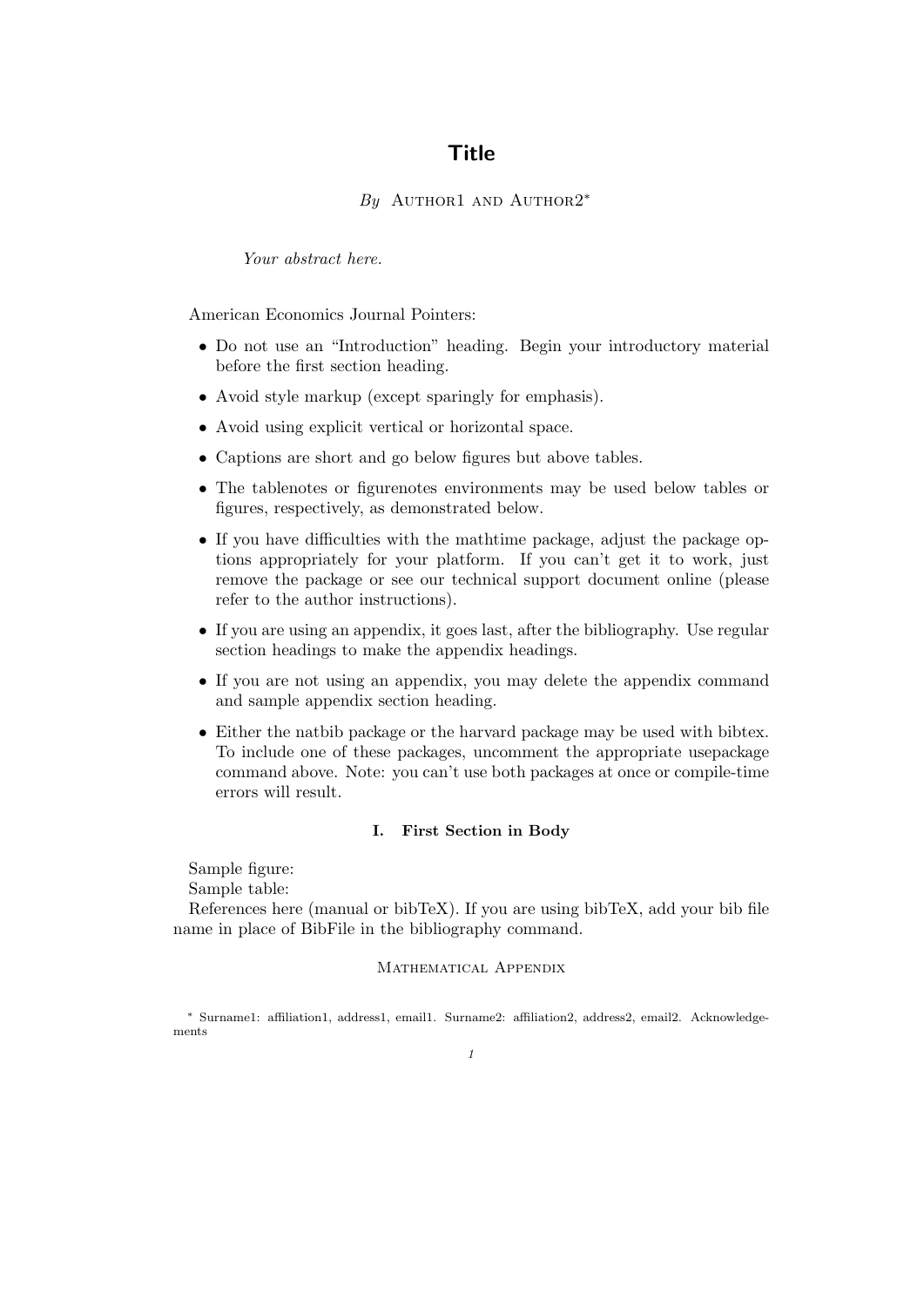# Title

*By* Author1 and Author2[*]

*Your abstract here.*

American Economics Journal Pointers:

- Do not use an "Introduction" heading. Begin your introductory material before the first section heading.
- Avoid style markup (except sparingly for emphasis).
- Avoid using explicit vertical or horizontal space.
- Captions are short and go below figures but above tables.
- The tablenotes or figurenotes environments may be used below tables or figures, respectively, as demonstrated below.
- If you have difficulties with the mathtime package, adjust the package options appropriately for your platform. If you can't get it to work, just remove the package or see our technical support document online (please refer to the author instructions).
- If you are using an appendix, it goes last, after the bibliography. Use regular section headings to make the appendix headings.
- If you are not using an appendix, you may delete the appendix command and sample appendix section heading.
- Either the natbib package or the harvard package may be used with bibtex. To include one of these packages, uncomment the appropriate usepackage command above. Note: you can't use both packages at once or compile-time errors will result.

## I. First Section in Body

Sample figure:

Sample table:

References here (manual or bibTeX). If you are using bibTeX, add your bib file name in place of BibFile in the bibliography command.

## Mathematical Appendix

[*] Surname1: affiliation1, address1, email1. Surname2: affiliation2, address2, email2. Acknowledgements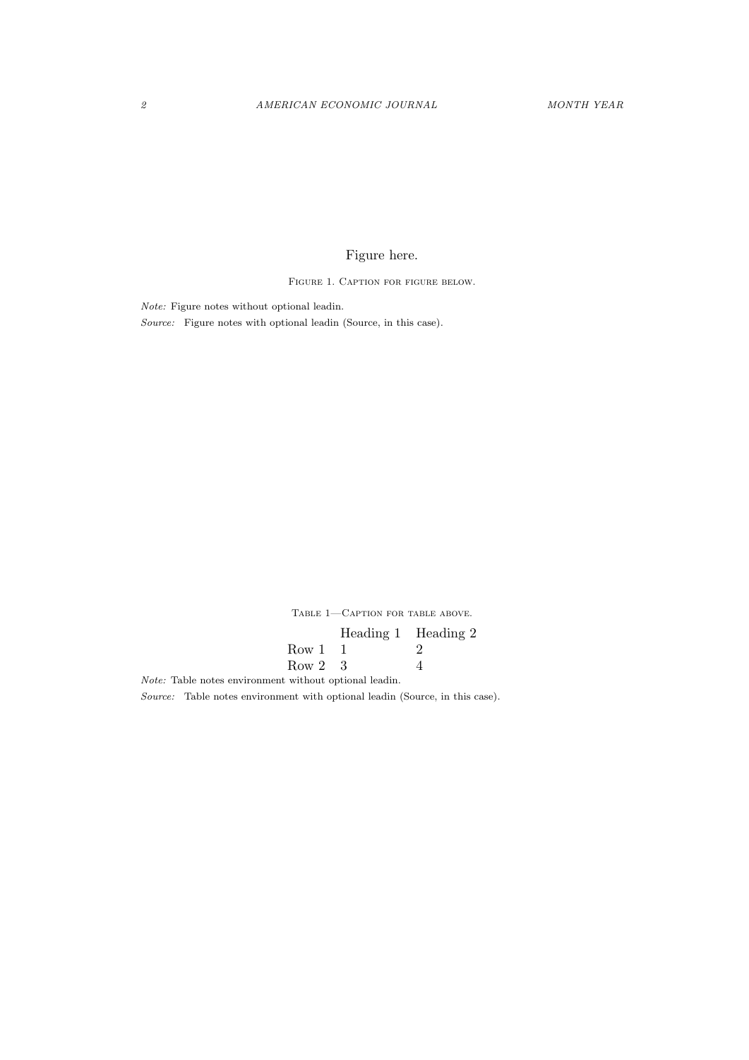Figure here.

Figure 1. Caption for figure below.

*Note:* Figure notes without optional leadin.

*Source:* Figure notes with optional leadin (Source, in this case).

Table 1—Caption for table above.

| | Heading 1 | Heading 2 |
|---|---|---|
| Row 1 | 1 | 2 |
| Row 2 | 3 | 4 |

*Note:* Table notes environment without optional leadin.

*Source:* Table notes environment with optional leadin (Source, in this case).